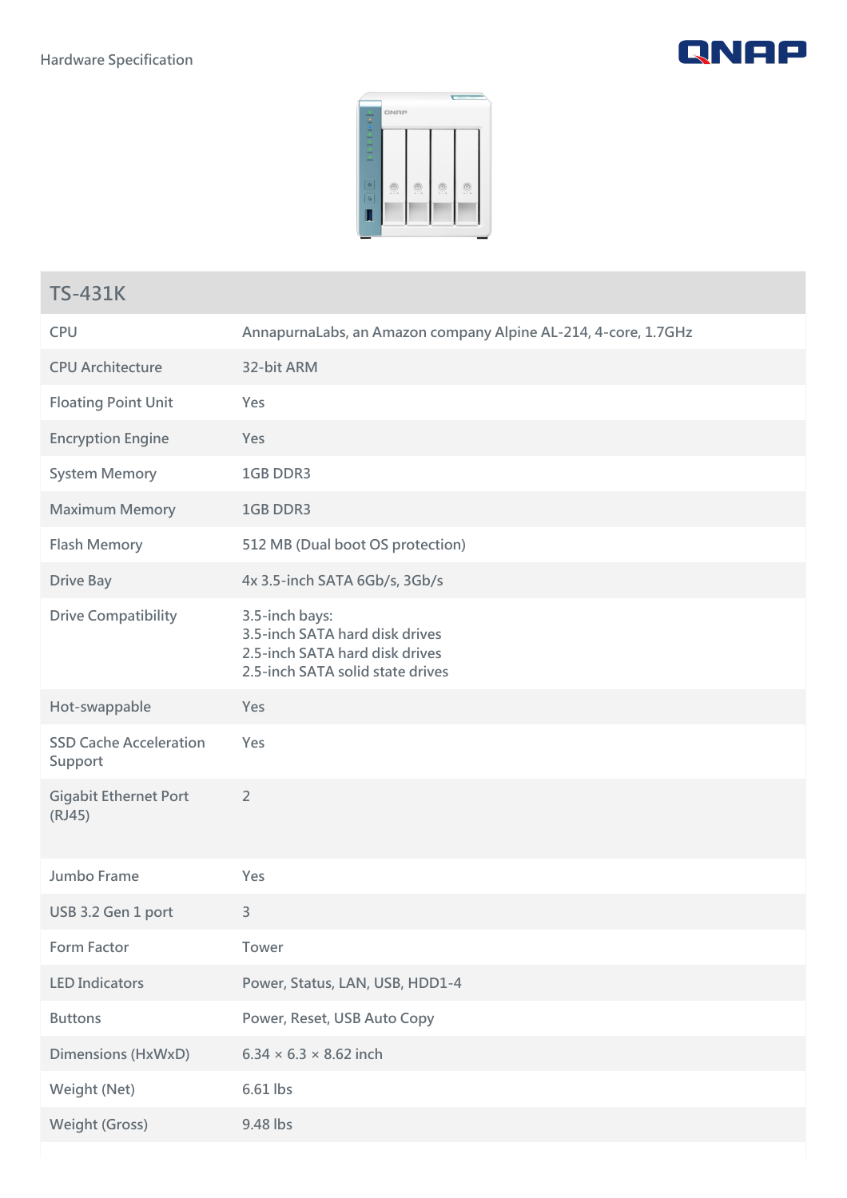Hardware Specification

## TS-431K

| | |
|---|---|
| CPU | AnnapurnaLabs, an Amazon company Alpine AL-214, 4-core, 1.7GHz |
| CPU Architecture | 32-bit ARM |
| Floating Point Unit | Yes |
| Encryption Engine | Yes |
| System Memory | 1GB DDR3 |
| Maximum Memory | 1GB DDR3 |
| Flash Memory | 512 MB (Dual boot OS protection) |
| Drive Bay | 4x 3.5-inch SATA 6Gb/s, 3Gb/s |
| Drive Compatibility | 3.5-inch bays:<br>3.5-inch SATA hard disk drives<br>2.5-inch SATA hard disk drives<br>2.5-inch SATA solid state drives |
| Hot-swappable | Yes |
| SSD Cache Acceleration Support | Yes |
| Gigabit Ethernet Port (RJ45) | 2 |
| Jumbo Frame | Yes |
| USB 3.2 Gen 1 port | 3 |
| Form Factor | Tower |
| LED Indicators | Power, Status, LAN, USB, HDD1-4 |
| Buttons | Power, Reset, USB Auto Copy |
| Dimensions (HxWxD) | 6.34 × 6.3 × 8.62 inch |
| Weight (Net) | 6.61 lbs |
| Weight (Gross) | 9.48 lbs |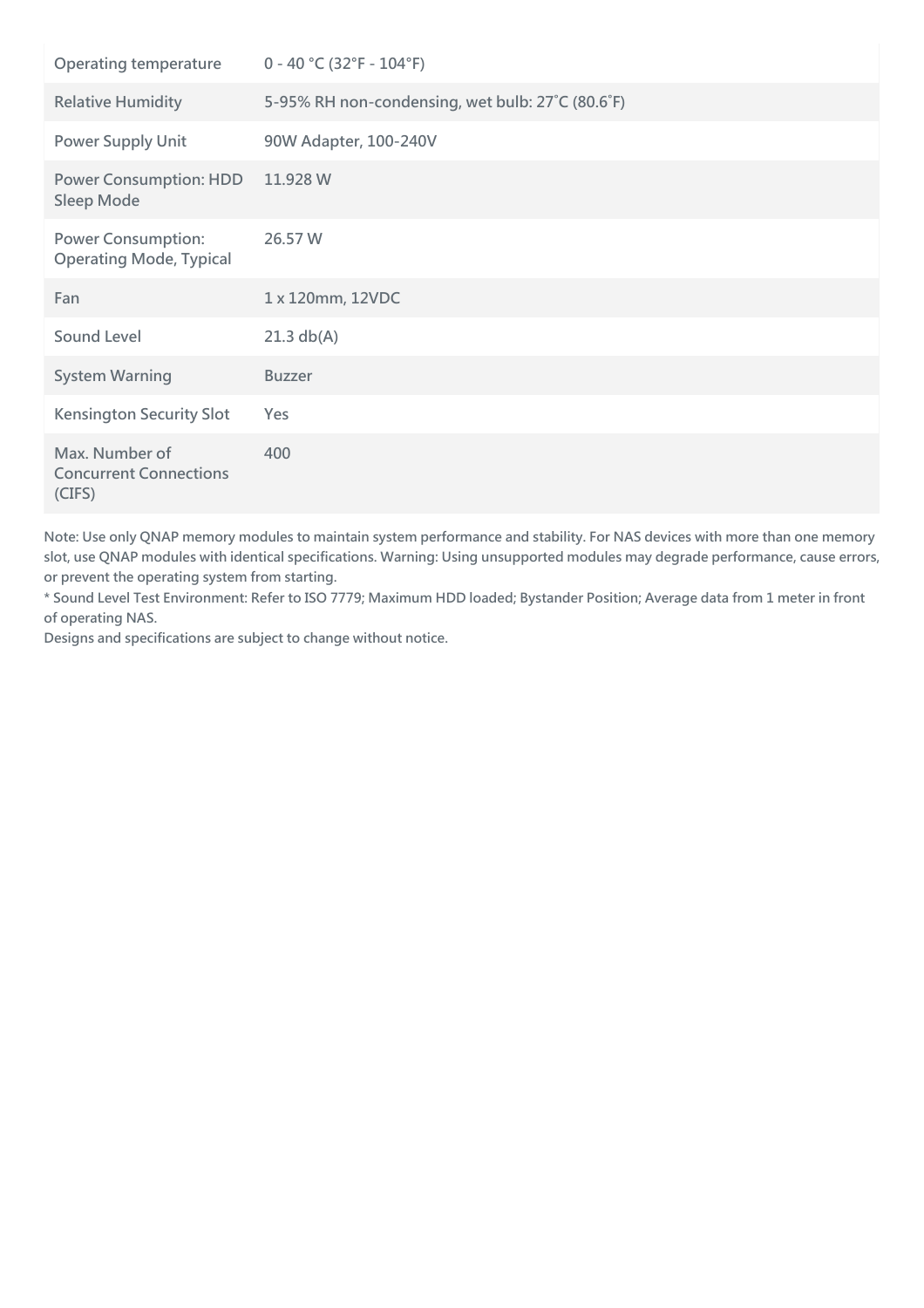| | |
|---|---|
| Operating temperature | 0 - 40 °C (32°F - 104°F) |
| Relative Humidity | 5-95% RH non-condensing, wet bulb: 27˚C (80.6˚F) |
| Power Supply Unit | 90W Adapter, 100-240V |
| Power Consumption: HDD Sleep Mode | 11.928 W |
| Power Consumption: Operating Mode, Typical | 26.57 W |
| Fan | 1 x 120mm, 12VDC |
| Sound Level | 21.3 db(A) |
| System Warning | Buzzer |
| Kensington Security Slot | Yes |
| Max. Number of Concurrent Connections (CIFS) | 400 |

Note: Use only QNAP memory modules to maintain system performance and stability. For NAS devices with more than one memory slot, use QNAP modules with identical specifications. Warning: Using unsupported modules may degrade performance, cause errors, or prevent the operating system from starting.

* Sound Level Test Environment: Refer to ISO 7779; Maximum HDD loaded; Bystander Position; Average data from 1 meter in front of operating NAS.

Designs and specifications are subject to change without notice.